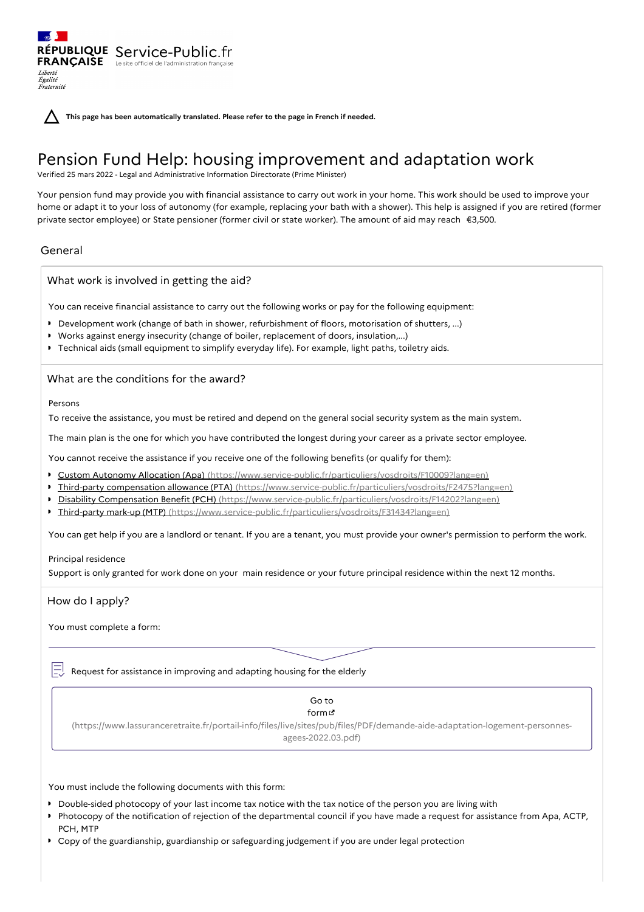RÉPUBLIQUE FRANÇAISE Service-Public.fr
Le site officiel de l'administration française
*Liberté Égalité Fraternité*

**This page has been automatically translated. Please refer to the page in French if needed.**

# Pension Fund Help: housing improvement and adaptation work

Verified 25 mars 2022 - Legal and Administrative Information Directorate (Prime Minister)

Your pension fund may provide you with financial assistance to carry out work in your home. This work should be used to improve your home or adapt it to your loss of autonomy (for example, replacing your bath with a shower). This help is assigned if you are retired (former private sector employee) or State pensioner (former civil or state worker). The amount of aid may reach €3,500.

## General

### What work is involved in getting the aid?

You can receive financial assistance to carry out the following works or pay for the following equipment:

- Development work (change of bath in shower, refurbishment of floors, motorisation of shutters, ...)
- Works against energy insecurity (change of boiler, replacement of doors, insulation,...)
- Technical aids (small equipment to simplify everyday life). For example, light paths, toiletry aids.

### What are the conditions for the award?

Persons

To receive the assistance, you must be retired and depend on the general social security system as the main system.

The main plan is the one for which you have contributed the longest during your career as a private sector employee.

You cannot receive the assistance if you receive one of the following benefits (or qualify for them):

- Custom Autonomy Allocation (Apa) (https://www.service-public.fr/particuliers/vosdroits/F10009?lang=en)
- Third-party compensation allowance (PTA) (https://www.service-public.fr/particuliers/vosdroits/F2475?lang=en)
- Disability Compensation Benefit (PCH) (https://www.service-public.fr/particuliers/vosdroits/F14202?lang=en)
- Third-party mark-up (MTP) (https://www.service-public.fr/particuliers/vosdroits/F31434?lang=en)

You can get help if you are a landlord or tenant. If you are a tenant, you must provide your owner's permission to perform the work.

Principal residence

Support is only granted for work done on your main residence or your future principal residence within the next 12 months.

### How do I apply?

You must complete a form:

Request for assistance in improving and adapting housing for the elderly

Go to form
(https://www.lassuranceretraite.fr/portail-info/files/live/sites/pub/files/PDF/demande-aide-adaptation-logement-personnes-agees-2022.03.pdf)

You must include the following documents with this form:

- Double-sided photocopy of your last income tax notice with the tax notice of the person you are living with
- Photocopy of the notification of rejection of the departmental council if you have made a request for assistance from Apa, ACTP, PCH, MTP
- Copy of the guardianship, guardianship or safeguarding judgement if you are under legal protection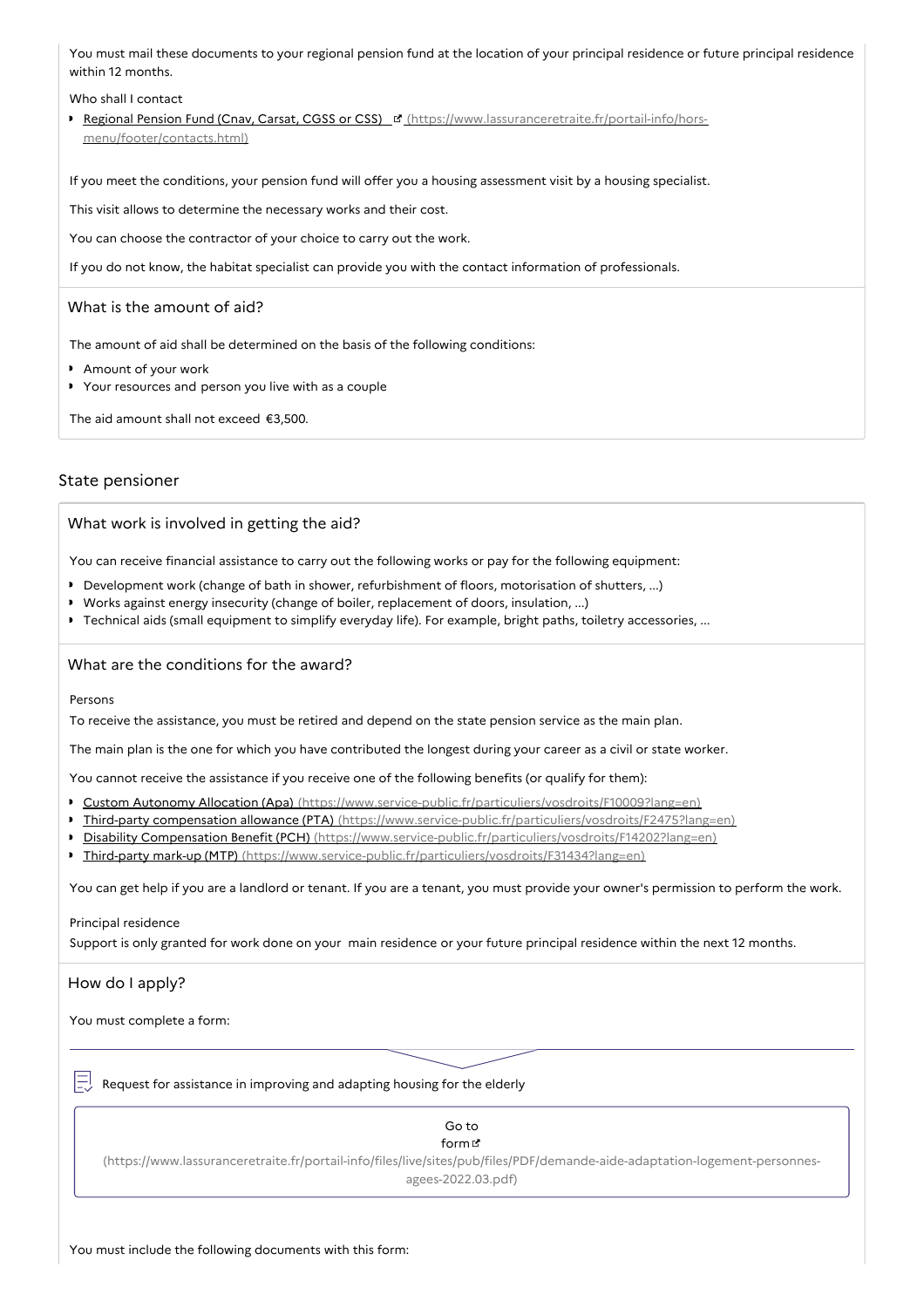You must mail these documents to your regional pension fund at the location of your principal residence or future principal residence within 12 months.

Who shall I contact

- Regional Pension Fund (Cnav, Carsat, CGSS or CSS) (https://www.lassuranceretraite.fr/portail-info/hors-menu/footer/contacts.html)

If you meet the conditions, your pension fund will offer you a housing assessment visit by a housing specialist.

This visit allows to determine the necessary works and their cost.

You can choose the contractor of your choice to carry out the work.

If you do not know, the habitat specialist can provide you with the contact information of professionals.

### What is the amount of aid?

The amount of aid shall be determined on the basis of the following conditions:

- Amount of your work
- Your resources and person you live with as a couple

The aid amount shall not exceed €3,500.

## State pensioner

### What work is involved in getting the aid?

You can receive financial assistance to carry out the following works or pay for the following equipment:

- Development work (change of bath in shower, refurbishment of floors, motorisation of shutters, ...)
- Works against energy insecurity (change of boiler, replacement of doors, insulation, ...)
- Technical aids (small equipment to simplify everyday life). For example, bright paths, toiletry accessories, ...

### What are the conditions for the award?

Persons

To receive the assistance, you must be retired and depend on the state pension service as the main plan.

The main plan is the one for which you have contributed the longest during your career as a civil or state worker.

You cannot receive the assistance if you receive one of the following benefits (or qualify for them):

- Custom Autonomy Allocation (Apa) (https://www.service-public.fr/particuliers/vosdroits/F10009?lang=en)
- Third-party compensation allowance (PTA) (https://www.service-public.fr/particuliers/vosdroits/F2475?lang=en)
- Disability Compensation Benefit (PCH) (https://www.service-public.fr/particuliers/vosdroits/F14202?lang=en)
- Third-party mark-up (MTP) (https://www.service-public.fr/particuliers/vosdroits/F31434?lang=en)

You can get help if you are a landlord or tenant. If you are a tenant, you must provide your owner's permission to perform the work.

Principal residence

Support is only granted for work done on your main residence or your future principal residence within the next 12 months.

### How do I apply?

You must complete a form:

Request for assistance in improving and adapting housing for the elderly

Go to form (https://www.lassuranceretraite.fr/portail-info/files/live/sites/pub/files/PDF/demande-aide-adaptation-logement-personnes-agees-2022.03.pdf)

You must include the following documents with this form: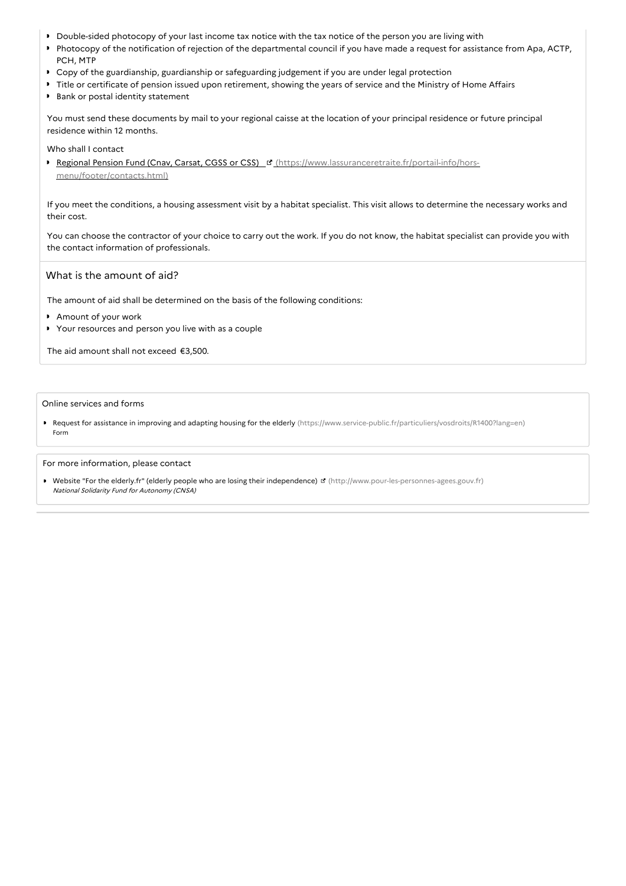- Double-sided photocopy of your last income tax notice with the tax notice of the person you are living with
- Photocopy of the notification of rejection of the departmental council if you have made a request for assistance from Apa, ACTP, PCH, MTP
- Copy of the guardianship, guardianship or safeguarding judgement if you are under legal protection
- Title or certificate of pension issued upon retirement, showing the years of service and the Ministry of Home Affairs
- Bank or postal identity statement

You must send these documents by mail to your regional caisse at the location of your principal residence or future principal residence within 12 months.

Who shall I contact

- Regional Pension Fund (Cnav, Carsat, CGSS or CSS) (https://www.lassuranceretraite.fr/portail-info/hors-menu/footer/contacts.html)

If you meet the conditions, a housing assessment visit by a habitat specialist. This visit allows to determine the necessary works and their cost.

You can choose the contractor of your choice to carry out the work. If you do not know, the habitat specialist can provide you with the contact information of professionals.

## What is the amount of aid?

The amount of aid shall be determined on the basis of the following conditions:

- Amount of your work
- Your resources and person you live with as a couple

The aid amount shall not exceed €3,500.

Online services and forms

- Request for assistance in improving and adapting housing for the elderly (https://www.service-public.fr/particuliers/vosdroits/R1400?lang=en)
  Form

For more information, please contact

- Website "For the elderly.fr" (elderly people who are losing their independence) (http://www.pour-les-personnes-agees.gouv.fr)
  *National Solidarity Fund for Autonomy (CNSA)*